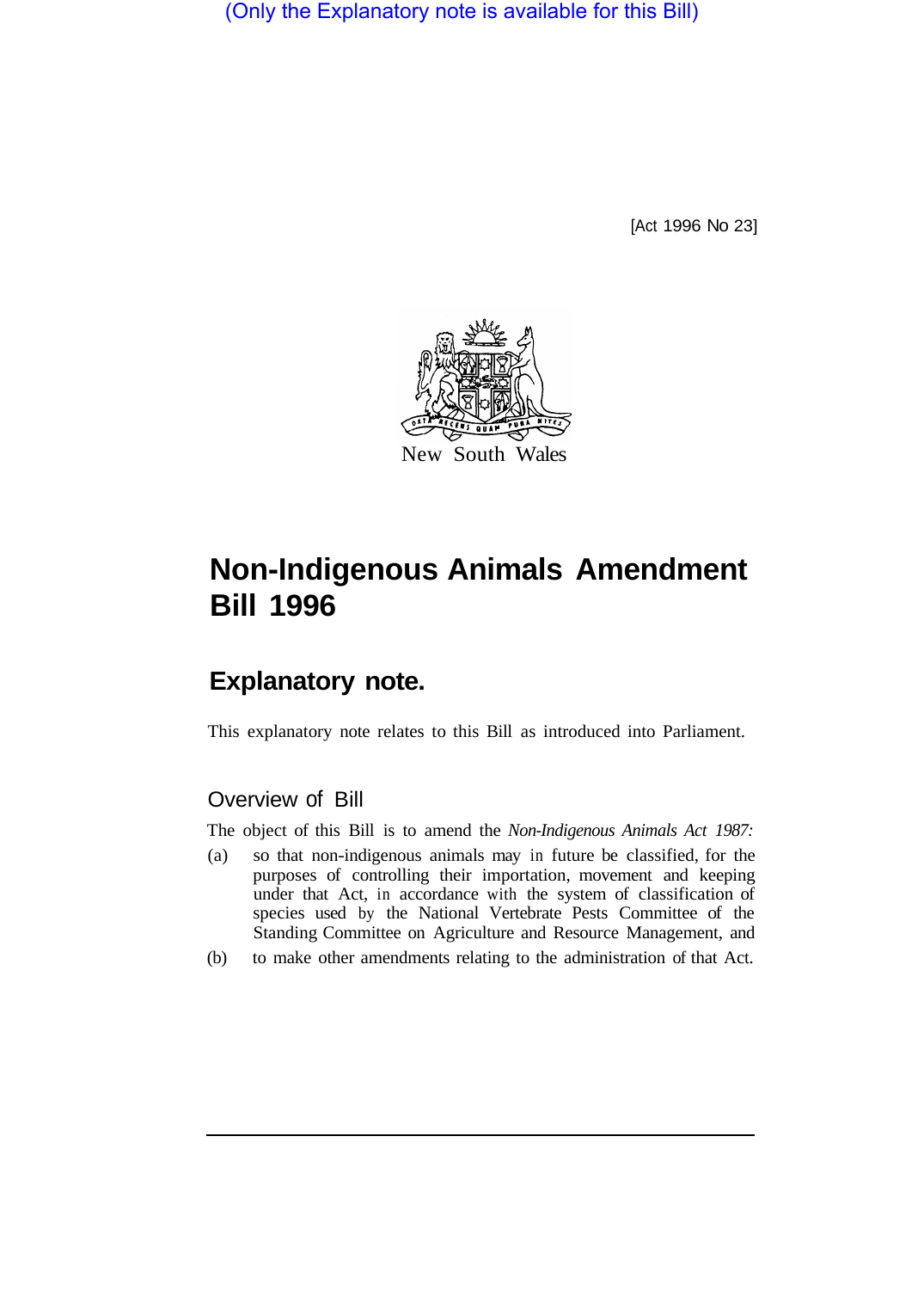(Only the Explanatory note is available for this Bill)

[Act 1996 No 23]

New South Wales

# Non-Indigenous Animals Amendment Bill 1996

## Explanatory note.

This explanatory note relates to this Bill as introduced into Parliament.

### Overview of Bill

The object of this Bill is to amend the *Non-Indigenous Animals Act 1987:*

(a) so that non-indigenous animals may in future be classified, for the purposes of controlling their importation, movement and keeping under that Act, in accordance with the system of classification of species used by the National Vertebrate Pests Committee of the Standing Committee on Agriculture and Resource Management, and

(b) to make other amendments relating to the administration of that Act.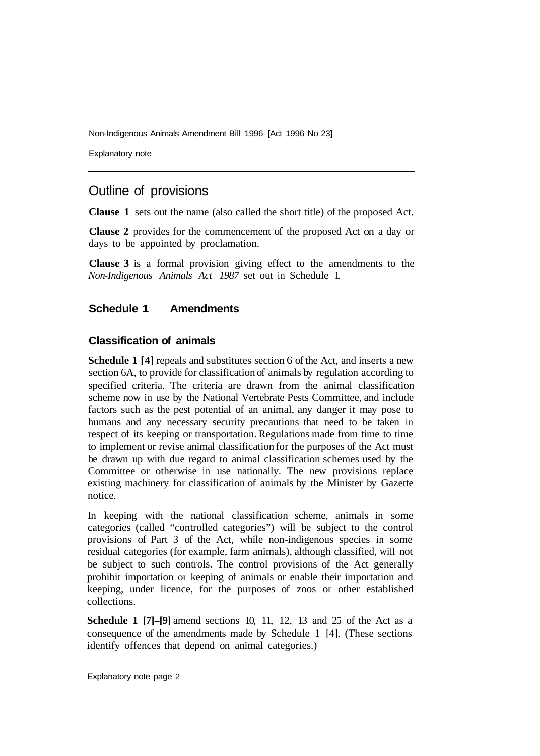## Outline of provisions

**Clause 1** sets out the name (also called the short title) of the proposed Act.

**Clause 2** provides for the commencement of the proposed Act on a day or days to be appointed by proclamation.

**Clause 3** is a formal provision giving effect to the amendments to the *Non-Indigenous Animals Act 1987* set out in Schedule 1.

### Schedule 1 Amendments

#### Classification of animals

**Schedule 1 [4]** repeals and substitutes section 6 of the Act, and inserts a new section 6A, to provide for classification of animals by regulation according to specified criteria. The criteria are drawn from the animal classification scheme now in use by the National Vertebrate Pests Committee, and include factors such as the pest potential of an animal, any danger it may pose to humans and any necessary security precautions that need to be taken in respect of its keeping or transportation. Regulations made from time to time to implement or revise animal classification for the purposes of the Act must be drawn up with due regard to animal classification schemes used by the Committee or otherwise in use nationally. The new provisions replace existing machinery for classification of animals by the Minister by Gazette notice.

In keeping with the national classification scheme, animals in some categories (called "controlled categories") will be subject to the control provisions of Part 3 of the Act, while non-indigenous species in some residual categories (for example, farm animals), although classified, will not be subject to such controls. The control provisions of the Act generally prohibit importation or keeping of animals or enable their importation and keeping, under licence, for the purposes of zoos or other established collections.

**Schedule 1 [7]–[9]** amend sections 10, 11, 12, 13 and 25 of the Act as a consequence of the amendments made by Schedule 1 [4]. (These sections identify offences that depend on animal categories.)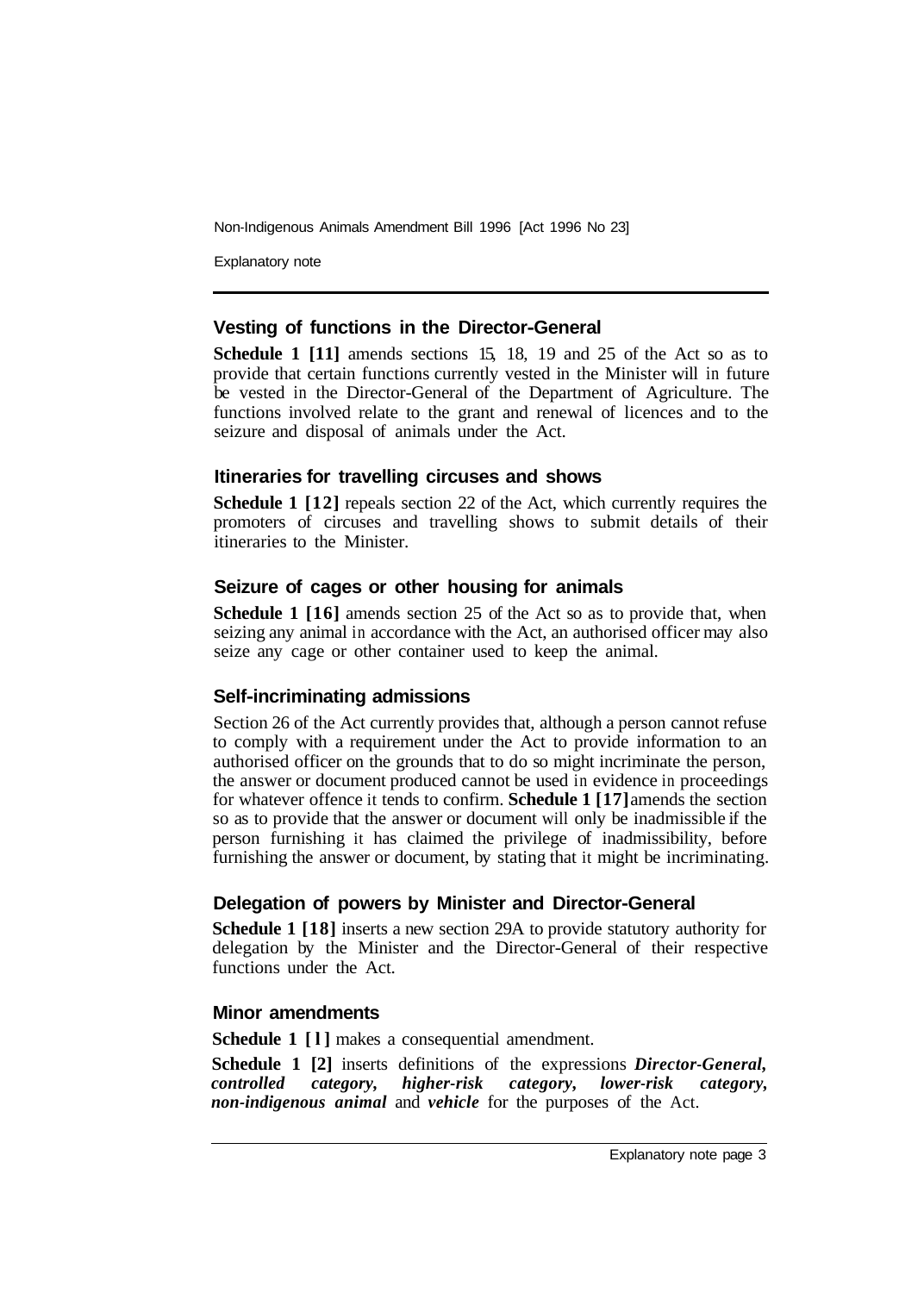## Vesting of functions in the Director-General

**Schedule 1 [11]** amends sections 15, 18, 19 and 25 of the Act so as to provide that certain functions currently vested in the Minister will in future be vested in the Director-General of the Department of Agriculture. The functions involved relate to the grant and renewal of licences and to the seizure and disposal of animals under the Act.

## Itineraries for travelling circuses and shows

**Schedule 1 [12]** repeals section 22 of the Act, which currently requires the promoters of circuses and travelling shows to submit details of their itineraries to the Minister.

## Seizure of cages or other housing for animals

**Schedule 1 [16]** amends section 25 of the Act so as to provide that, when seizing any animal in accordance with the Act, an authorised officer may also seize any cage or other container used to keep the animal.

## Self-incriminating admissions

Section 26 of the Act currently provides that, although a person cannot refuse to comply with a requirement under the Act to provide information to an authorised officer on the grounds that to do so might incriminate the person, the answer or document produced cannot be used in evidence in proceedings for whatever offence it tends to confirm. **Schedule 1 [17]** amends the section so as to provide that the answer or document will only be inadmissible if the person furnishing it has claimed the privilege of inadmissibility, before furnishing the answer or document, by stating that it might be incriminating.

## Delegation of powers by Minister and Director-General

**Schedule 1 [18]** inserts a new section 29A to provide statutory authority for delegation by the Minister and the Director-General of their respective functions under the Act.

## Minor amendments

**Schedule 1 [1]** makes a consequential amendment.

**Schedule 1 [2]** inserts definitions of the expressions ***Director-General***, ***controlled category***, ***higher-risk category***, ***lower-risk category***, ***non-indigenous animal*** and ***vehicle*** for the purposes of the Act.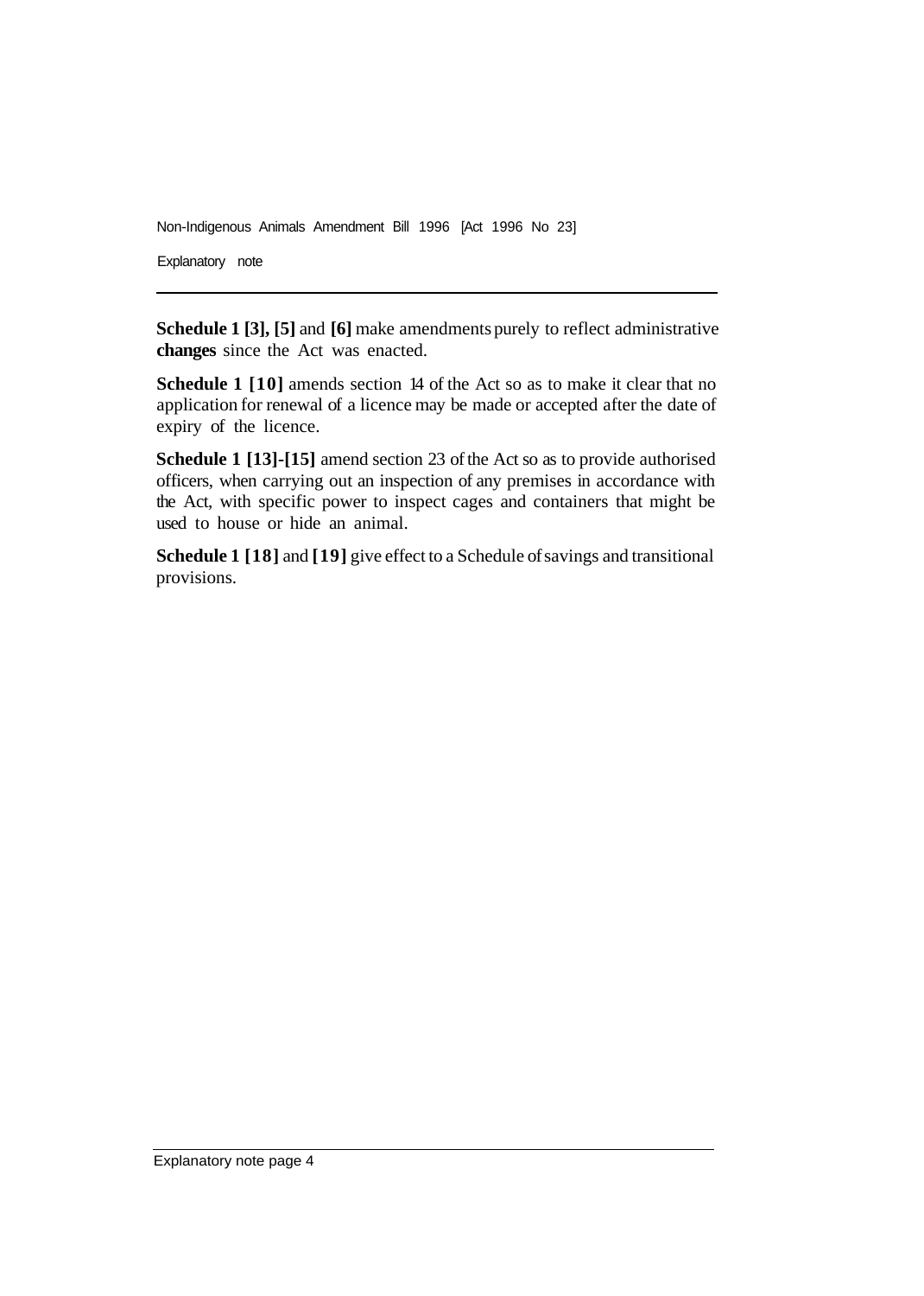**Schedule 1 [3], [5]** and **[6]** make amendments purely to reflect administrative **changes** since the Act was enacted.

**Schedule 1 [10]** amends section 14 of the Act so as to make it clear that no application for renewal of a licence may be made or accepted after the date of expiry of the licence.

**Schedule 1 [13]-[15]** amend section 23 of the Act so as to provide authorised officers, when carrying out an inspection of any premises in accordance with the Act, with specific power to inspect cages and containers that might be used to house or hide an animal.

**Schedule 1 [18]** and **[19]** give effect to a Schedule of savings and transitional provisions.